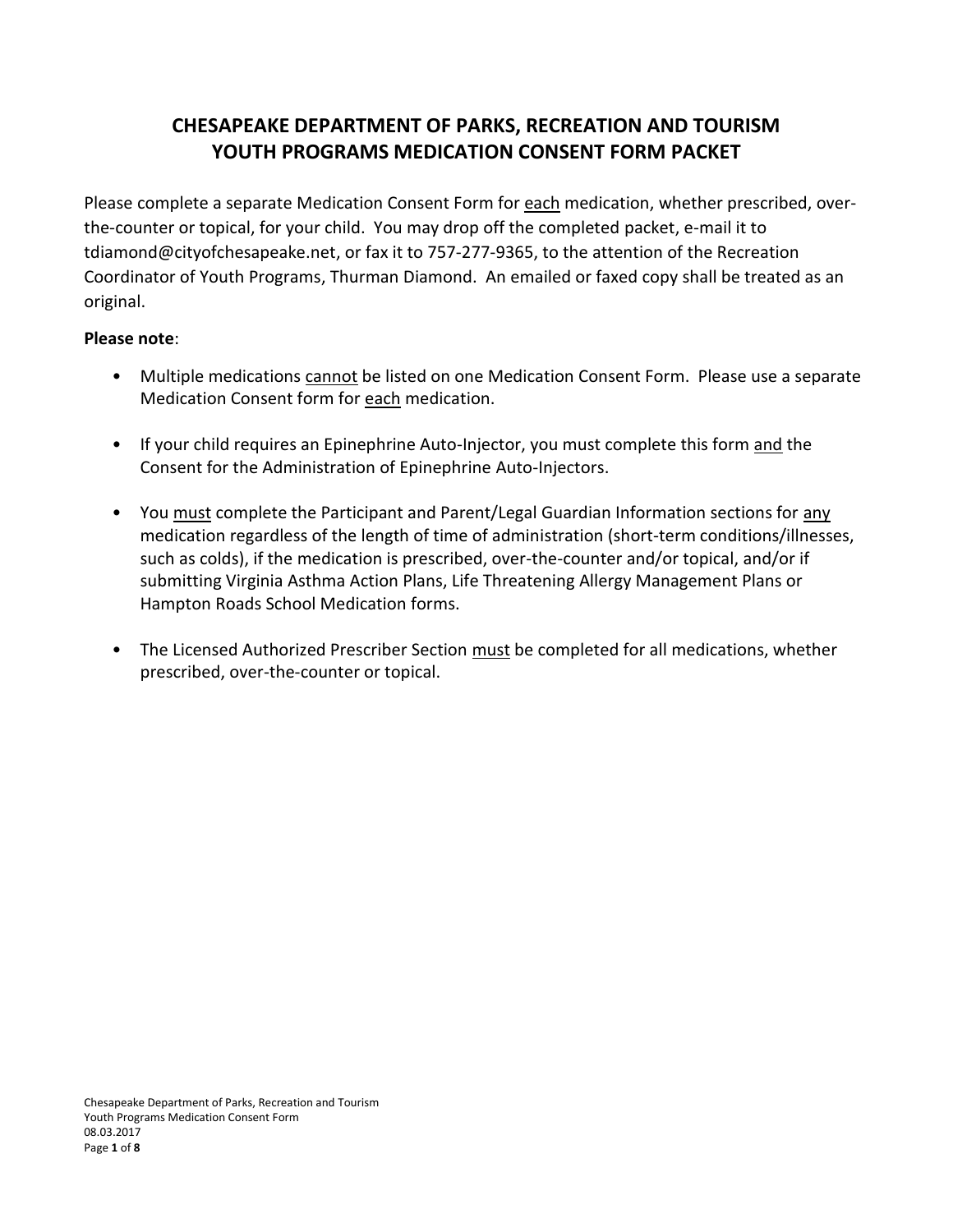# CHESAPEAKE DEPARTMENT OF PARKS, RECREATION AND TOURISM
# YOUTH PROGRAMS MEDICATION CONSENT FORM PACKET

Please complete a separate Medication Consent Form for <u>each</u> medication, whether prescribed, over-the-counter or topical, for your child. You may drop off the completed packet, e-mail it to tdiamond@cityofchesapeake.net, or fax it to 757-277-9365, to the attention of the Recreation Coordinator of Youth Programs, Thurman Diamond. An emailed or faxed copy shall be treated as an original.

**Please note**:

- Multiple medications <u>cannot</u> be listed on one Medication Consent Form. Please use a separate Medication Consent form for <u>each</u> medication.

- If your child requires an Epinephrine Auto-Injector, you must complete this form <u>and</u> the Consent for the Administration of Epinephrine Auto-Injectors.

- You <u>must</u> complete the Participant and Parent/Legal Guardian Information sections for <u>any</u> medication regardless of the length of time of administration (short-term conditions/illnesses, such as colds), if the medication is prescribed, over-the-counter and/or topical, and/or if submitting Virginia Asthma Action Plans, Life Threatening Allergy Management Plans or Hampton Roads School Medication forms.

- The Licensed Authorized Prescriber Section <u>must</u> be completed for all medications, whether prescribed, over-the-counter or topical.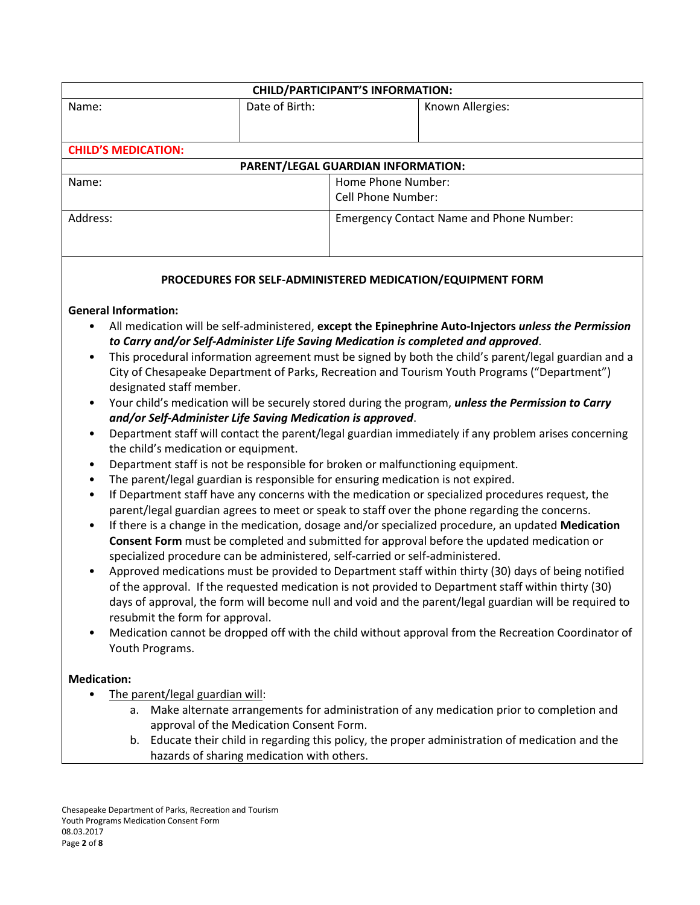| CHILD/PARTICIPANT'S INFORMATION: | | |
|---|---|---|
| Name: | Date of Birth: | Known Allergies: |
| **CHILD'S MEDICATION:** | | |

| PARENT/LEGAL GUARDIAN INFORMATION: | |
|---|---|
| Name: | Home Phone Number:<br>Cell Phone Number: |
| Address: | Emergency Contact Name and Phone Number: |

### PROCEDURES FOR SELF-ADMINISTERED MEDICATION/EQUIPMENT FORM

**General Information:**

- All medication will be self-administered, **except the Epinephrine Auto-Injectors** ***unless the Permission to Carry and/or Self-Administer Life Saving Medication is completed and approved***.
- This procedural information agreement must be signed by both the child's parent/legal guardian and a City of Chesapeake Department of Parks, Recreation and Tourism Youth Programs ("Department") designated staff member.
- Your child's medication will be securely stored during the program, ***unless the Permission to Carry and/or Self-Administer Life Saving Medication is approved***.
- Department staff will contact the parent/legal guardian immediately if any problem arises concerning the child's medication or equipment.
- Department staff is not be responsible for broken or malfunctioning equipment.
- The parent/legal guardian is responsible for ensuring medication is not expired.
- If Department staff have any concerns with the medication or specialized procedures request, the parent/legal guardian agrees to meet or speak to staff over the phone regarding the concerns.
- If there is a change in the medication, dosage and/or specialized procedure, an updated **Medication Consent Form** must be completed and submitted for approval before the updated medication or specialized procedure can be administered, self-carried or self-administered.
- Approved medications must be provided to Department staff within thirty (30) days of being notified of the approval. If the requested medication is not provided to Department staff within thirty (30) days of approval, the form will become null and void and the parent/legal guardian will be required to resubmit the form for approval.
- Medication cannot be dropped off with the child without approval from the Recreation Coordinator of Youth Programs.

**Medication:**

- <u>The parent/legal guardian will</u>:
  a. Make alternate arrangements for administration of any medication prior to completion and approval of the Medication Consent Form.
  b. Educate their child in regarding this policy, the proper administration of medication and the hazards of sharing medication with others.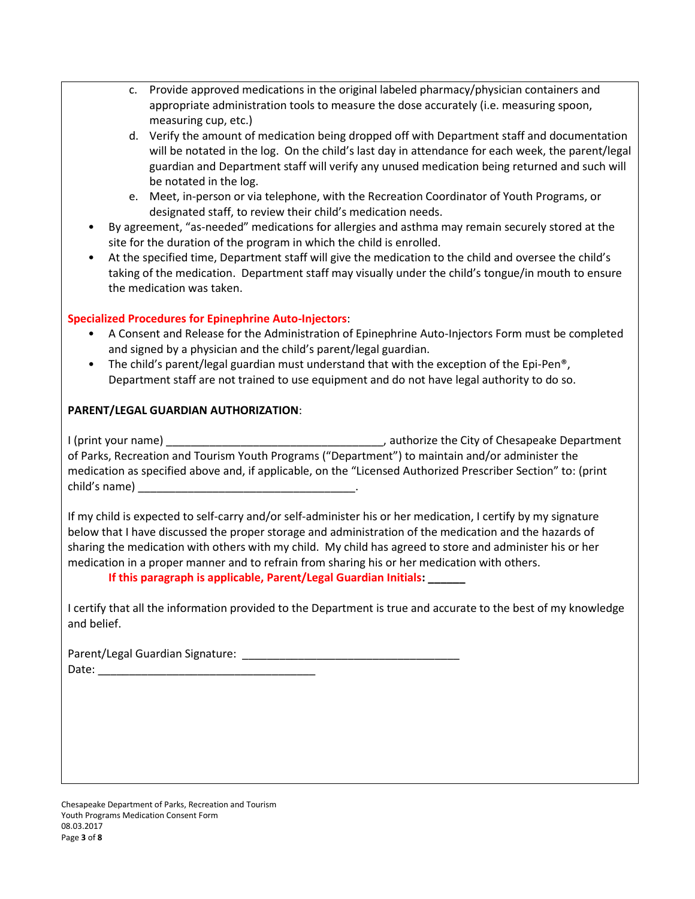c. Provide approved medications in the original labeled pharmacy/physician containers and appropriate administration tools to measure the dose accurately (i.e. measuring spoon, measuring cup, etc.)

d. Verify the amount of medication being dropped off with Department staff and documentation will be notated in the log. On the child's last day in attendance for each week, the parent/legal guardian and Department staff will verify any unused medication being returned and such will be notated in the log.

e. Meet, in-person or via telephone, with the Recreation Coordinator of Youth Programs, or designated staff, to review their child's medication needs.

- By agreement, "as-needed" medications for allergies and asthma may remain securely stored at the site for the duration of the program in which the child is enrolled.
- At the specified time, Department staff will give the medication to the child and oversee the child's taking of the medication. Department staff may visually under the child's tongue/in mouth to ensure the medication was taken.

**Specialized Procedures for Epinephrine Auto-Injectors**:

- A Consent and Release for the Administration of Epinephrine Auto-Injectors Form must be completed and signed by a physician and the child's parent/legal guardian.
- The child's parent/legal guardian must understand that with the exception of the Epi-Pen®, Department staff are not trained to use equipment and do not have legal authority to do so.

**PARENT/LEGAL GUARDIAN AUTHORIZATION**:

I (print your name) ___________________________________, authorize the City of Chesapeake Department of Parks, Recreation and Tourism Youth Programs ("Department") to maintain and/or administer the medication as specified above and, if applicable, on the "Licensed Authorized Prescriber Section" to: (print child's name) ___________________________________.

If my child is expected to self-carry and/or self-administer his or her medication, I certify by my signature below that I have discussed the proper storage and administration of the medication and the hazards of sharing the medication with others with my child. My child has agreed to store and administer his or her medication in a proper manner and to refrain from sharing his or her medication with others.

**If this paragraph is applicable, Parent/Legal Guardian Initials: ______**

I certify that all the information provided to the Department is true and accurate to the best of my knowledge and belief.

Parent/Legal Guardian Signature: ___________________________________

Date: ___________________________________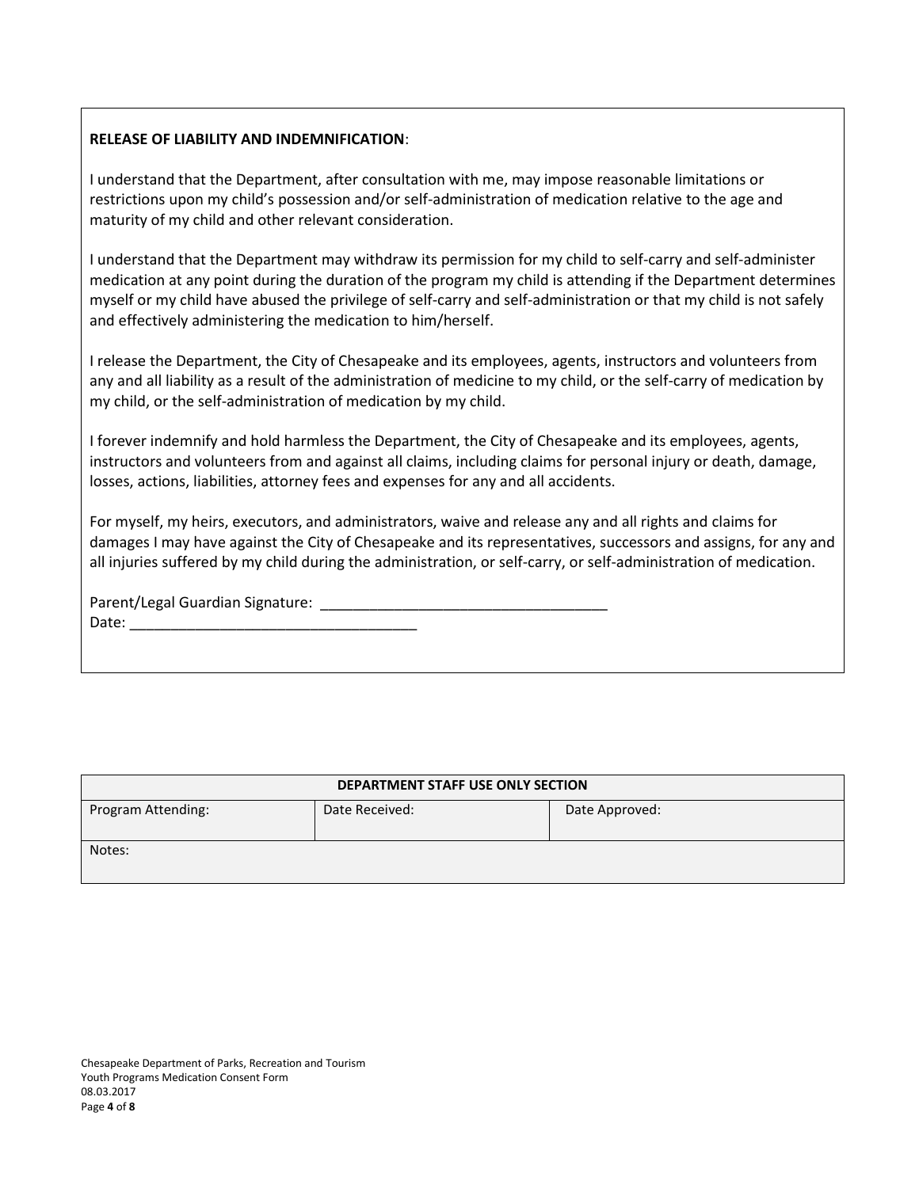**RELEASE OF LIABILITY AND INDEMNIFICATION**:

I understand that the Department, after consultation with me, may impose reasonable limitations or restrictions upon my child's possession and/or self-administration of medication relative to the age and maturity of my child and other relevant consideration.

I understand that the Department may withdraw its permission for my child to self-carry and self-administer medication at any point during the duration of the program my child is attending if the Department determines myself or my child have abused the privilege of self-carry and self-administration or that my child is not safely and effectively administering the medication to him/herself.

I release the Department, the City of Chesapeake and its employees, agents, instructors and volunteers from any and all liability as a result of the administration of medicine to my child, or the self-carry of medication by my child, or the self-administration of medication by my child.

I forever indemnify and hold harmless the Department, the City of Chesapeake and its employees, agents, instructors and volunteers from and against all claims, including claims for personal injury or death, damage, losses, actions, liabilities, attorney fees and expenses for any and all accidents.

For myself, my heirs, executors, and administrators, waive and release any and all rights and claims for damages I may have against the City of Chesapeake and its representatives, successors and assigns, for any and all injuries suffered by my child during the administration, or self-carry, or self-administration of medication.

Parent/Legal Guardian Signature: ___________________________________
Date: ___________________________________

| DEPARTMENT STAFF USE ONLY SECTION | | |
|---|---|---|
| Program Attending: | Date Received: | Date Approved: |
| Notes: | | |

Chesapeake Department of Parks, Recreation and Tourism
Youth Programs Medication Consent Form
08.03.2017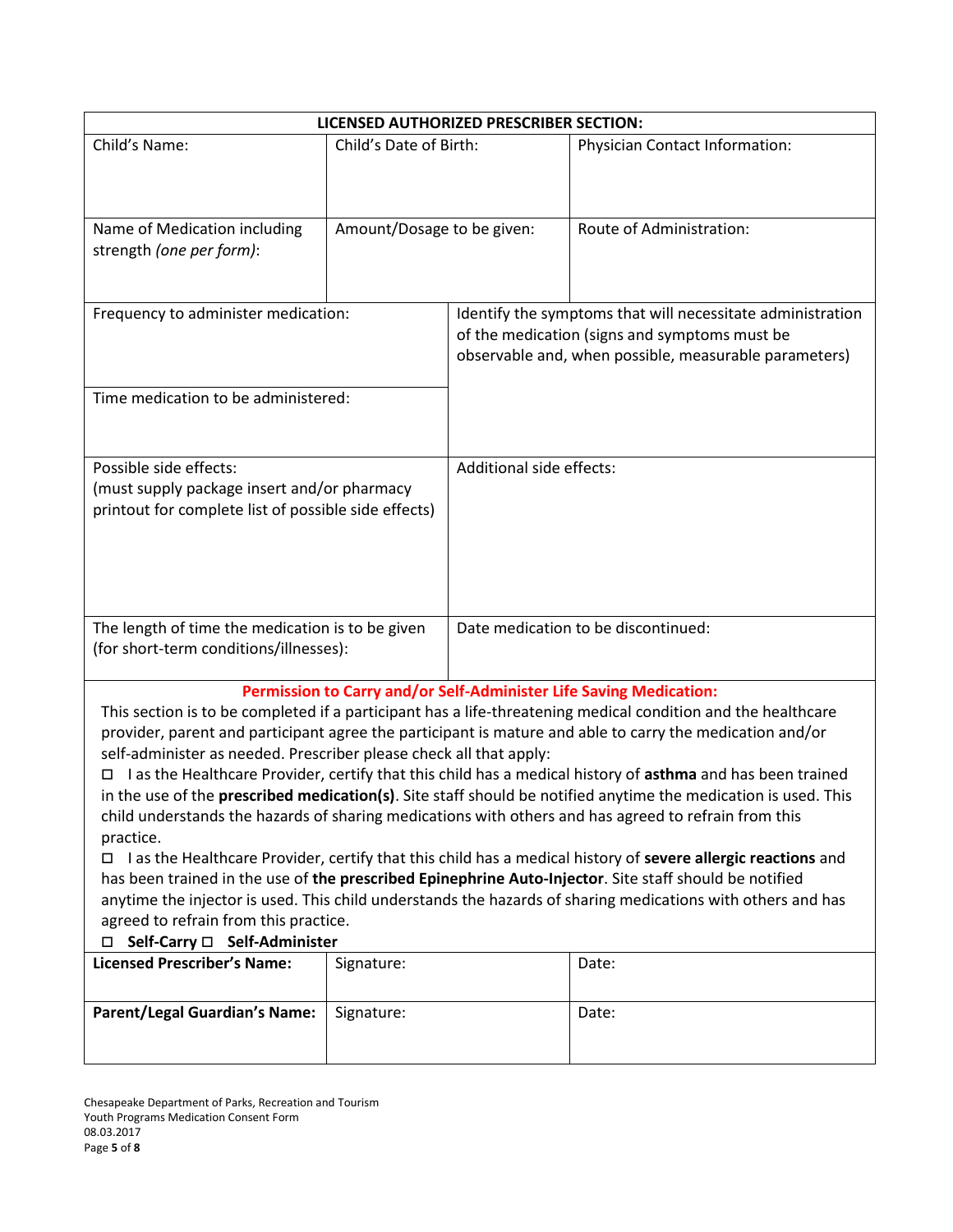| **LICENSED AUTHORIZED PRESCRIBER SECTION:** | | |
|---|---|---|
| Child's Name: | Child's Date of Birth: | Physician Contact Information: |
| Name of Medication including strength *(one per form)*: | Amount/Dosage to be given: | Route of Administration: |

| | |
|---|---|
| Frequency to administer medication: | Identify the symptoms that will necessitate administration of the medication (signs and symptoms must be observable and, when possible, measurable parameters) |
| Time medication to be administered: | |
| Possible side effects:<br>(must supply package insert and/or pharmacy printout for complete list of possible side effects) | Additional side effects: |
| The length of time the medication is to be given (for short-term conditions/illnesses): | Date medication to be discontinued: |

**Permission to Carry and/or Self-Administer Life Saving Medication:**

This section is to be completed if a participant has a life-threatening medical condition and the healthcare provider, parent and participant agree the participant is mature and able to carry the medication and/or self-administer as needed. Prescriber please check all that apply:

☐ I as the Healthcare Provider, certify that this child has a medical history of **asthma** and has been trained in the use of the **prescribed medication(s)**. Site staff should be notified anytime the medication is used. This child understands the hazards of sharing medications with others and has agreed to refrain from this practice.

☐ I as the Healthcare Provider, certify that this child has a medical history of **severe allergic reactions** and has been trained in the use of **the prescribed Epinephrine Auto-Injector**. Site staff should be notified anytime the injector is used. This child understands the hazards of sharing medications with others and has agreed to refrain from this practice.

☐ **Self-Carry** ☐ **Self-Administer**

| | | |
|---|---|---|
| **Licensed Prescriber's Name:** | Signature: | Date: |
| **Parent/Legal Guardian's Name:** | Signature: | Date: |

Chesapeake Department of Parks, Recreation and Tourism
Youth Programs Medication Consent Form
08.03.2017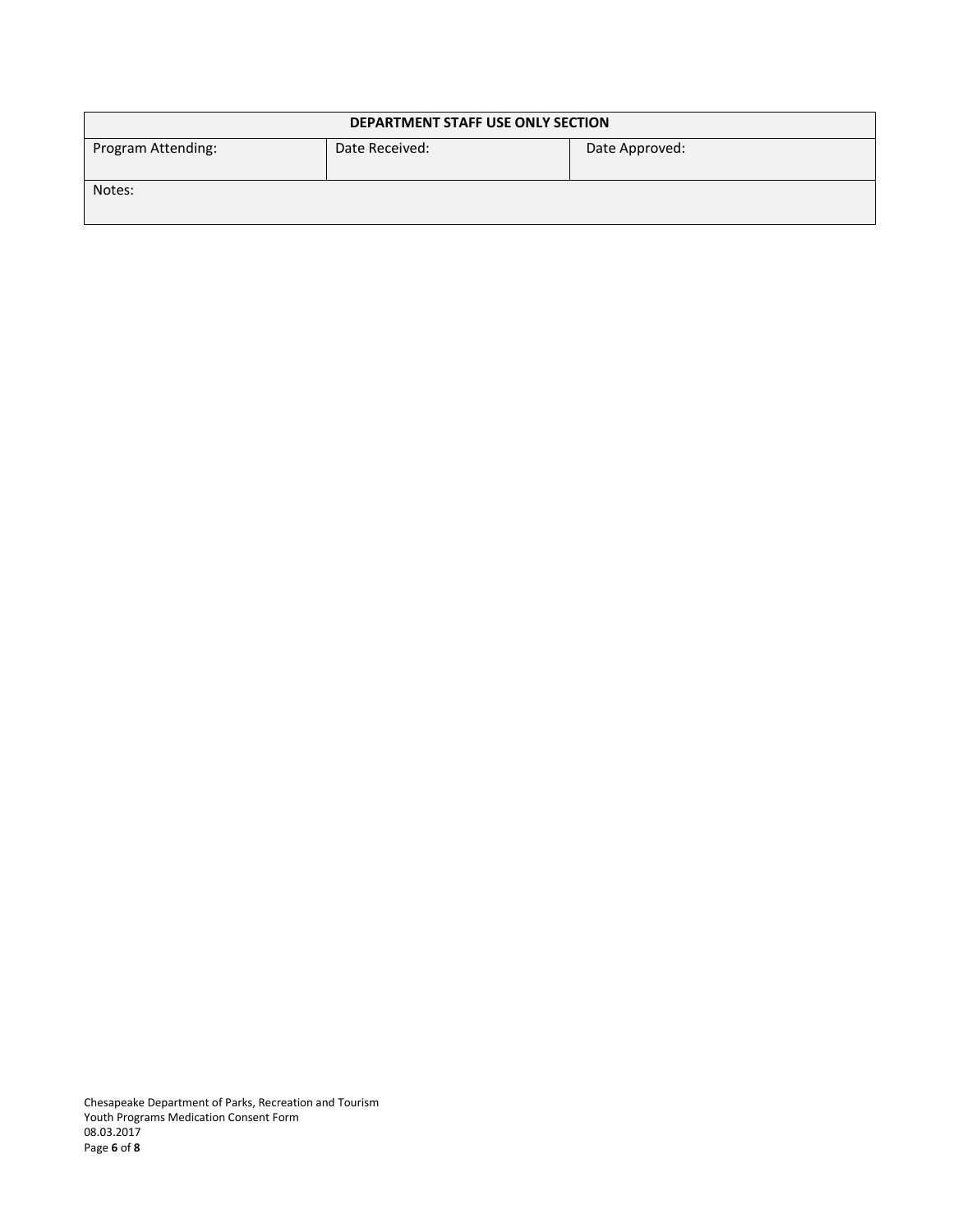| DEPARTMENT STAFF USE ONLY SECTION | | |
| --- | --- | --- |
| Program Attending: | Date Received: | Date Approved: |
| Notes: | | |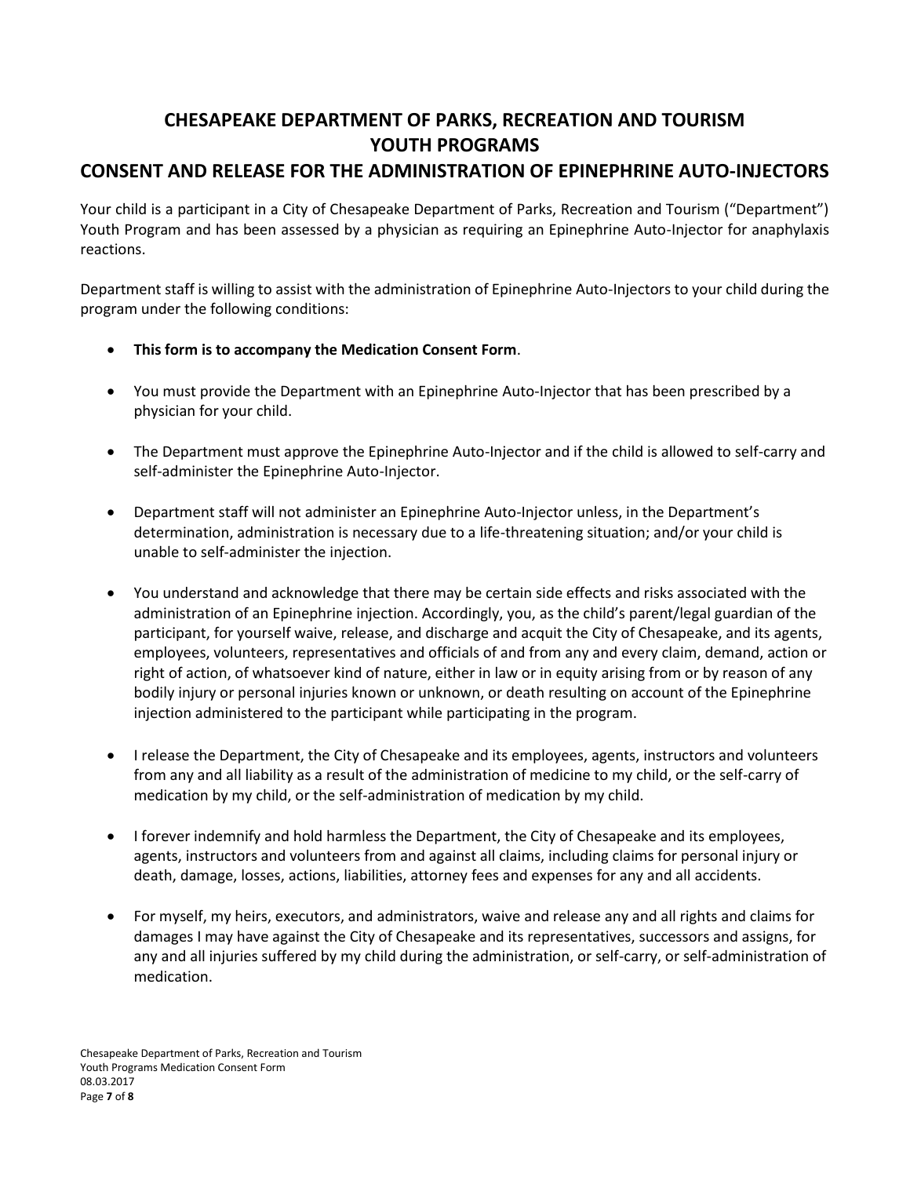# CHESAPEAKE DEPARTMENT OF PARKS, RECREATION AND TOURISM
# YOUTH PROGRAMS
## CONSENT AND RELEASE FOR THE ADMINISTRATION OF EPINEPHRINE AUTO-INJECTORS

Your child is a participant in a City of Chesapeake Department of Parks, Recreation and Tourism ("Department") Youth Program and has been assessed by a physician as requiring an Epinephrine Auto-Injector for anaphylaxis reactions.

Department staff is willing to assist with the administration of Epinephrine Auto-Injectors to your child during the program under the following conditions:

- **This form is to accompany the Medication Consent Form**.
- You must provide the Department with an Epinephrine Auto-Injector that has been prescribed by a physician for your child.
- The Department must approve the Epinephrine Auto-Injector and if the child is allowed to self-carry and self-administer the Epinephrine Auto-Injector.
- Department staff will not administer an Epinephrine Auto-Injector unless, in the Department's determination, administration is necessary due to a life-threatening situation; and/or your child is unable to self-administer the injection.
- You understand and acknowledge that there may be certain side effects and risks associated with the administration of an Epinephrine injection. Accordingly, you, as the child's parent/legal guardian of the participant, for yourself waive, release, and discharge and acquit the City of Chesapeake, and its agents, employees, volunteers, representatives and officials of and from any and every claim, demand, action or right of action, of whatsoever kind of nature, either in law or in equity arising from or by reason of any bodily injury or personal injuries known or unknown, or death resulting on account of the Epinephrine injection administered to the participant while participating in the program.
- I release the Department, the City of Chesapeake and its employees, agents, instructors and volunteers from any and all liability as a result of the administration of medicine to my child, or the self-carry of medication by my child, or the self-administration of medication by my child.
- I forever indemnify and hold harmless the Department, the City of Chesapeake and its employees, agents, instructors and volunteers from and against all claims, including claims for personal injury or death, damage, losses, actions, liabilities, attorney fees and expenses for any and all accidents.
- For myself, my heirs, executors, and administrators, waive and release any and all rights and claims for damages I may have against the City of Chesapeake and its representatives, successors and assigns, for any and all injuries suffered by my child during the administration, or self-carry, or self-administration of medication.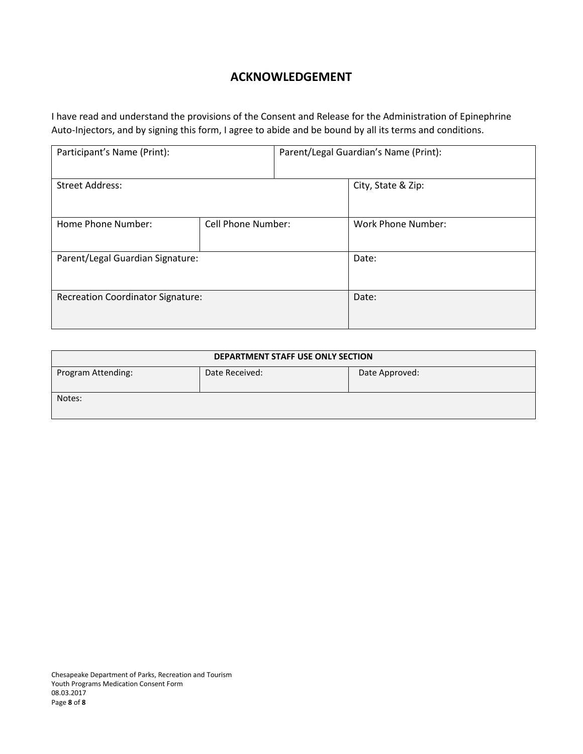# ACKNOWLEDGEMENT

I have read and understand the provisions of the Consent and Release for the Administration of Epinephrine Auto-Injectors, and by signing this form, I agree to abide and be bound by all its terms and conditions.

| | | |
|---|---|---|
| Participant's Name (Print): | Parent/Legal Guardian's Name (Print): | |
| Street Address: | | City, State & Zip: |
| Home Phone Number: | Cell Phone Number: | Work Phone Number: |
| Parent/Legal Guardian Signature: | | Date: |
| Recreation Coordinator Signature: | | Date: |

| DEPARTMENT STAFF USE ONLY SECTION | | |
|---|---|---|
| Program Attending: | Date Received: | Date Approved: |
| Notes: | | |

Chesapeake Department of Parks, Recreation and Tourism
Youth Programs Medication Consent Form
08.03.2017